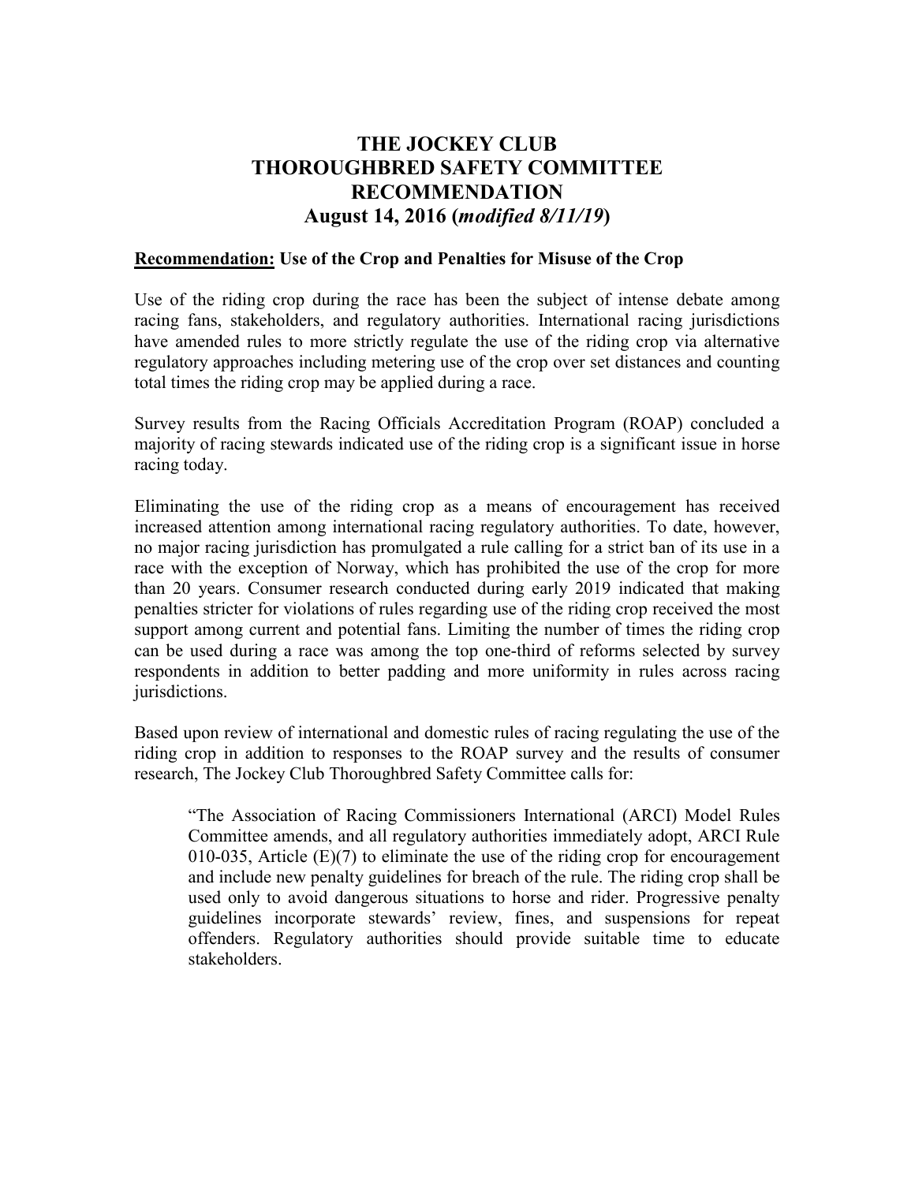# THE JOCKEY CLUB
# THOROUGHBRED SAFETY COMMITTEE
# RECOMMENDATION
# August 14, 2016 (*modified 8/11/19*)

**<u>Recommendation:</u> Use of the Crop and Penalties for Misuse of the Crop**

Use of the riding crop during the race has been the subject of intense debate among racing fans, stakeholders, and regulatory authorities. International racing jurisdictions have amended rules to more strictly regulate the use of the riding crop via alternative regulatory approaches including metering use of the crop over set distances and counting total times the riding crop may be applied during a race.

Survey results from the Racing Officials Accreditation Program (ROAP) concluded a majority of racing stewards indicated use of the riding crop is a significant issue in horse racing today.

Eliminating the use of the riding crop as a means of encouragement has received increased attention among international racing regulatory authorities. To date, however, no major racing jurisdiction has promulgated a rule calling for a strict ban of its use in a race with the exception of Norway, which has prohibited the use of the crop for more than 20 years. Consumer research conducted during early 2019 indicated that making penalties stricter for violations of rules regarding use of the riding crop received the most support among current and potential fans. Limiting the number of times the riding crop can be used during a race was among the top one-third of reforms selected by survey respondents in addition to better padding and more uniformity in rules across racing jurisdictions.

Based upon review of international and domestic rules of racing regulating the use of the riding crop in addition to responses to the ROAP survey and the results of consumer research, The Jockey Club Thoroughbred Safety Committee calls for:

> "The Association of Racing Commissioners International (ARCI) Model Rules Committee amends, and all regulatory authorities immediately adopt, ARCI Rule 010-035, Article (E)(7) to eliminate the use of the riding crop for encouragement and include new penalty guidelines for breach of the rule. The riding crop shall be used only to avoid dangerous situations to horse and rider. Progressive penalty guidelines incorporate stewards' review, fines, and suspensions for repeat offenders. Regulatory authorities should provide suitable time to educate stakeholders.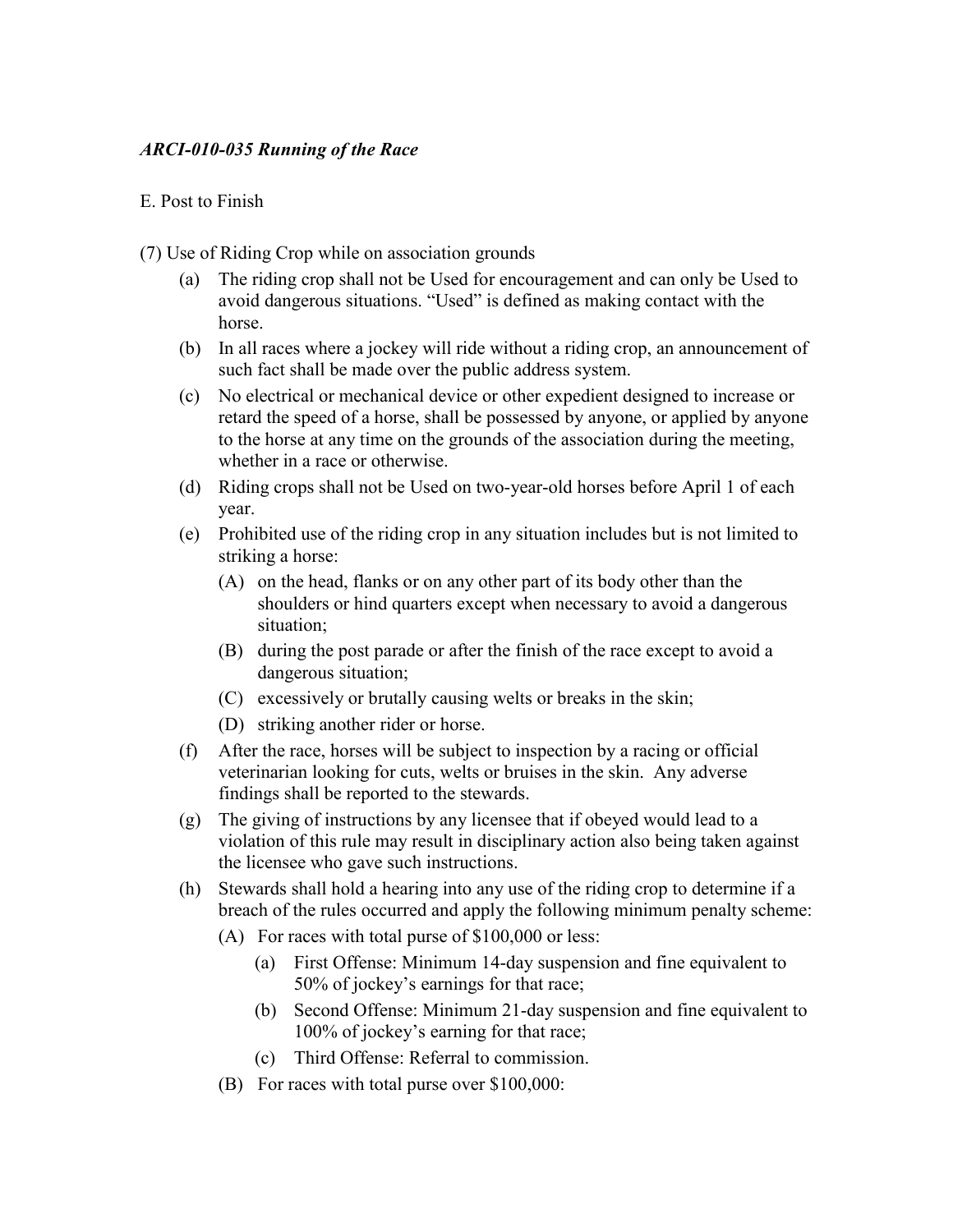***ARCI-010-035 Running of the Race***

E. Post to Finish

(7) Use of Riding Crop while on association grounds

- (a) The riding crop shall not be Used for encouragement and can only be Used to avoid dangerous situations. "Used" is defined as making contact with the horse.
- (b) In all races where a jockey will ride without a riding crop, an announcement of such fact shall be made over the public address system.
- (c) No electrical or mechanical device or other expedient designed to increase or retard the speed of a horse, shall be possessed by anyone, or applied by anyone to the horse at any time on the grounds of the association during the meeting, whether in a race or otherwise.
- (d) Riding crops shall not be Used on two-year-old horses before April 1 of each year.
- (e) Prohibited use of the riding crop in any situation includes but is not limited to striking a horse:
  - (A) on the head, flanks or on any other part of its body other than the shoulders or hind quarters except when necessary to avoid a dangerous situation;
  - (B) during the post parade or after the finish of the race except to avoid a dangerous situation;
  - (C) excessively or brutally causing welts or breaks in the skin;
  - (D) striking another rider or horse.
- (f) After the race, horses will be subject to inspection by a racing or official veterinarian looking for cuts, welts or bruises in the skin. Any adverse findings shall be reported to the stewards.
- (g) The giving of instructions by any licensee that if obeyed would lead to a violation of this rule may result in disciplinary action also being taken against the licensee who gave such instructions.
- (h) Stewards shall hold a hearing into any use of the riding crop to determine if a breach of the rules occurred and apply the following minimum penalty scheme:
  - (A) For races with total purse of $100,000 or less:
    - (a) First Offense: Minimum 14-day suspension and fine equivalent to 50% of jockey's earnings for that race;
    - (b) Second Offense: Minimum 21-day suspension and fine equivalent to 100% of jockey's earning for that race;
    - (c) Third Offense: Referral to commission.
  - (B) For races with total purse over $100,000: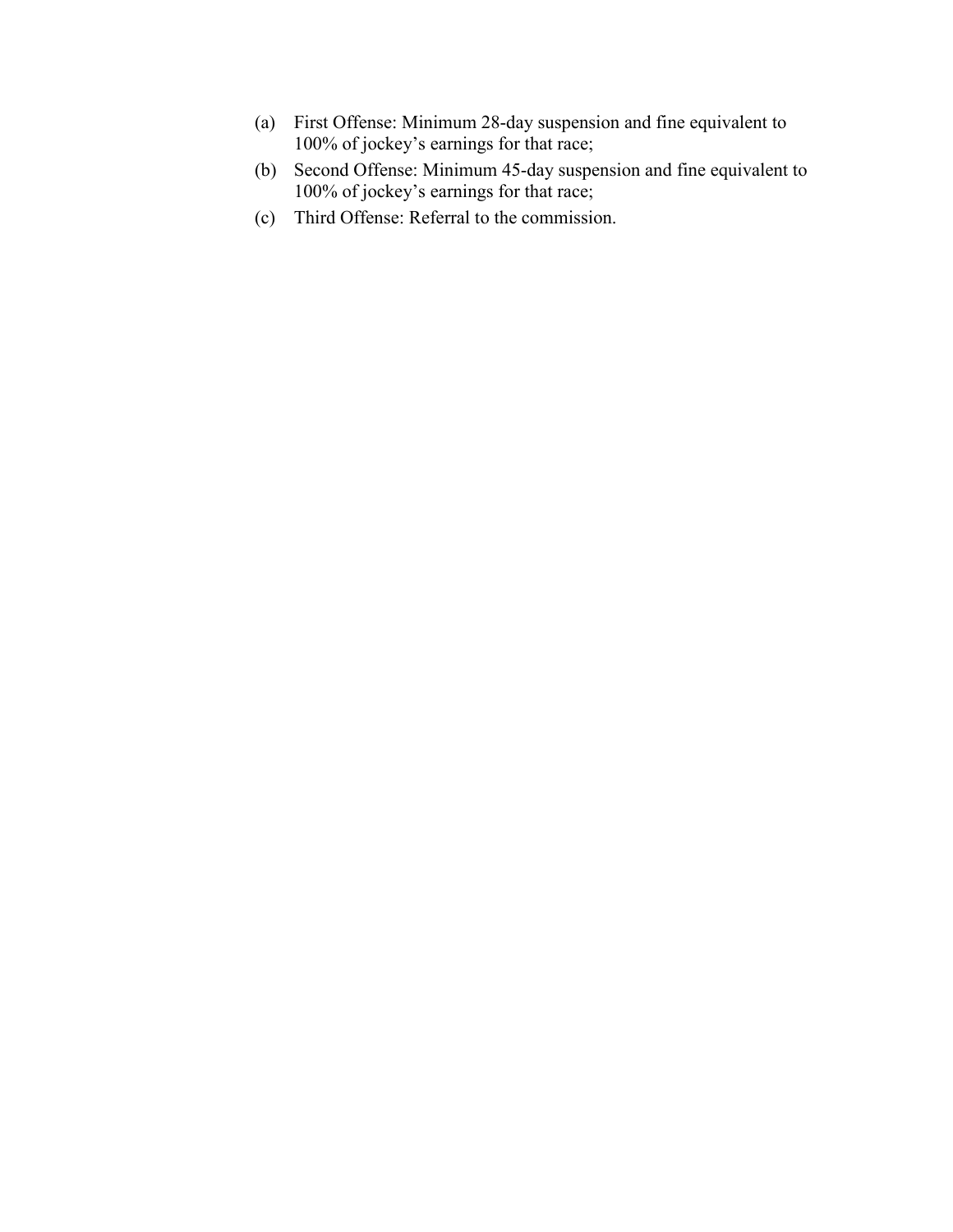(a) First Offense: Minimum 28-day suspension and fine equivalent to 100% of jockey's earnings for that race;

(b) Second Offense: Minimum 45-day suspension and fine equivalent to 100% of jockey's earnings for that race;

(c) Third Offense: Referral to the commission.